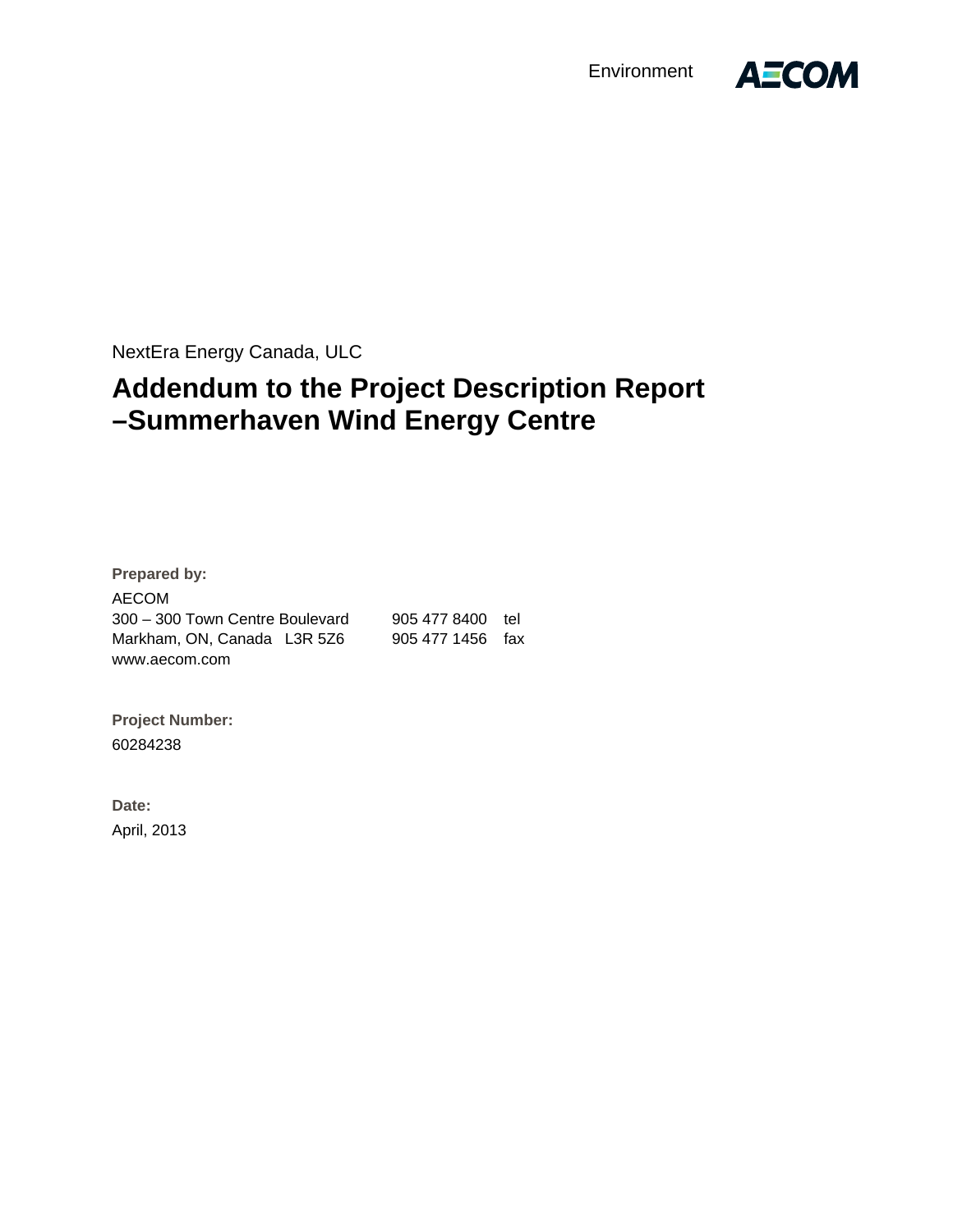Environment

AECOM

NextEra Energy Canada, ULC

# Addendum to the Project Description Report –Summerhaven Wind Energy Centre

**Prepared by:**

AECOM
300 – 300 Town Centre Boulevard
Markham, ON, Canada L3R 5Z6
www.aecom.com

905 477 8400 tel
905 477 1456 fax

**Project Number:**

60284238

**Date:**

April, 2013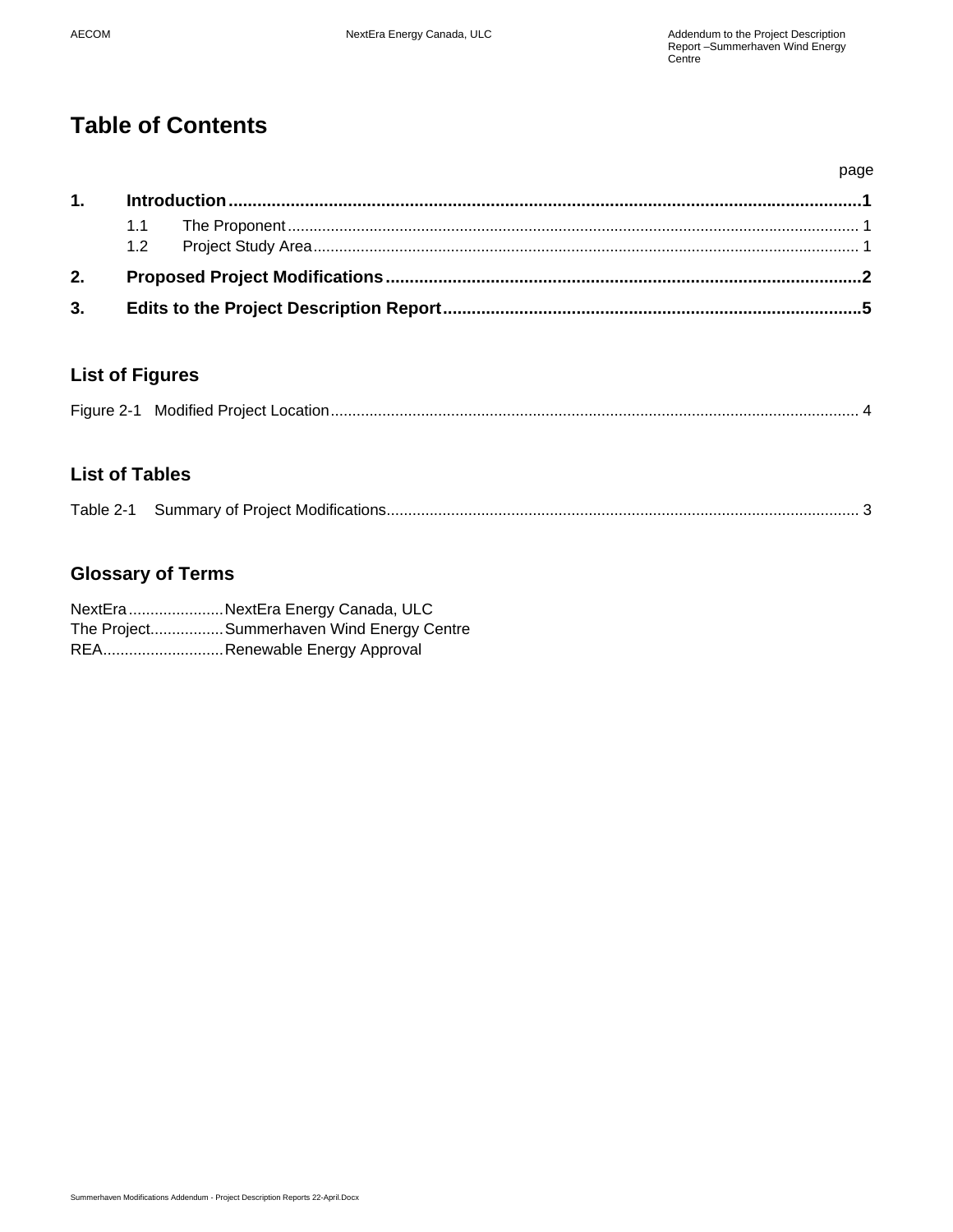# Table of Contents

page

**1. Introduction ..... 1**

- 1.1 The Proponent ..... 1
- 1.2 Project Study Area ..... 1

**2. Proposed Project Modifications ..... 2**

**3. Edits to the Project Description Report ..... 5**

## List of Figures

Figure 2-1 Modified Project Location ..... 4

## List of Tables

Table 2-1 Summary of Project Modifications ..... 3

## Glossary of Terms

NextEra ..... NextEra Energy Canada, ULC
The Project ..... Summerhaven Wind Energy Centre
REA ..... Renewable Energy Approval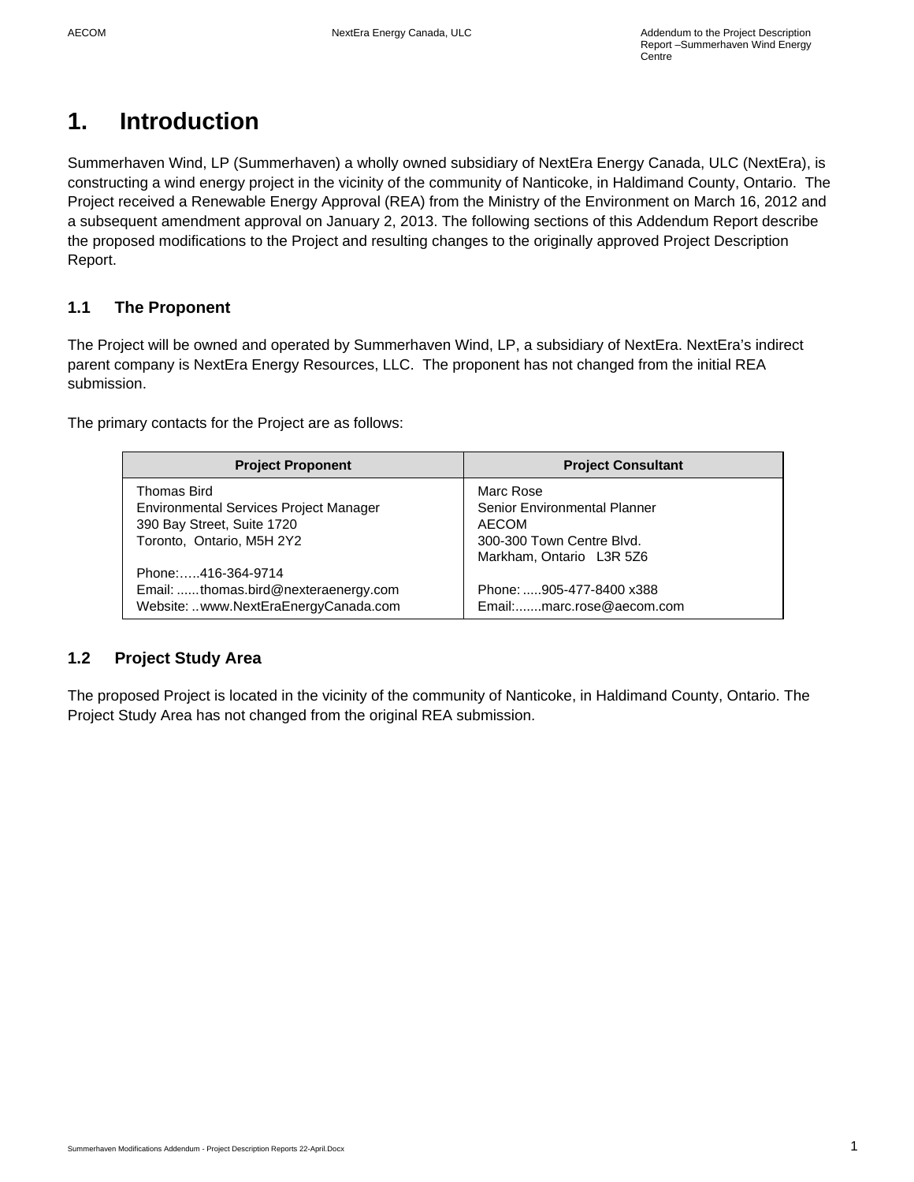# 1. Introduction

Summerhaven Wind, LP (Summerhaven) a wholly owned subsidiary of NextEra Energy Canada, ULC (NextEra), is constructing a wind energy project in the vicinity of the community of Nanticoke, in Haldimand County, Ontario. The Project received a Renewable Energy Approval (REA) from the Ministry of the Environment on March 16, 2012 and a subsequent amendment approval on January 2, 2013. The following sections of this Addendum Report describe the proposed modifications to the Project and resulting changes to the originally approved Project Description Report.

## 1.1 The Proponent

The Project will be owned and operated by Summerhaven Wind, LP, a subsidiary of NextEra. NextEra's indirect parent company is NextEra Energy Resources, LLC. The proponent has not changed from the initial REA submission.

The primary contacts for the Project are as follows:

| Project Proponent | Project Consultant |
|---|---|
| Thomas Bird<br>Environmental Services Project Manager<br>390 Bay Street, Suite 1720<br>Toronto, Ontario, M5H 2Y2<br><br>Phone:.....416-364-9714<br>Email: ......thomas.bird@nexteraenergy.com<br>Website: ..www.NextEraEnergyCanada.com | Marc Rose<br>Senior Environmental Planner<br>AECOM<br>300-300 Town Centre Blvd.<br>Markham, Ontario L3R 5Z6<br><br>Phone: .....905-477-8400 x388<br>Email:.......marc.rose@aecom.com |

## 1.2 Project Study Area

The proposed Project is located in the vicinity of the community of Nanticoke, in Haldimand County, Ontario. The Project Study Area has not changed from the original REA submission.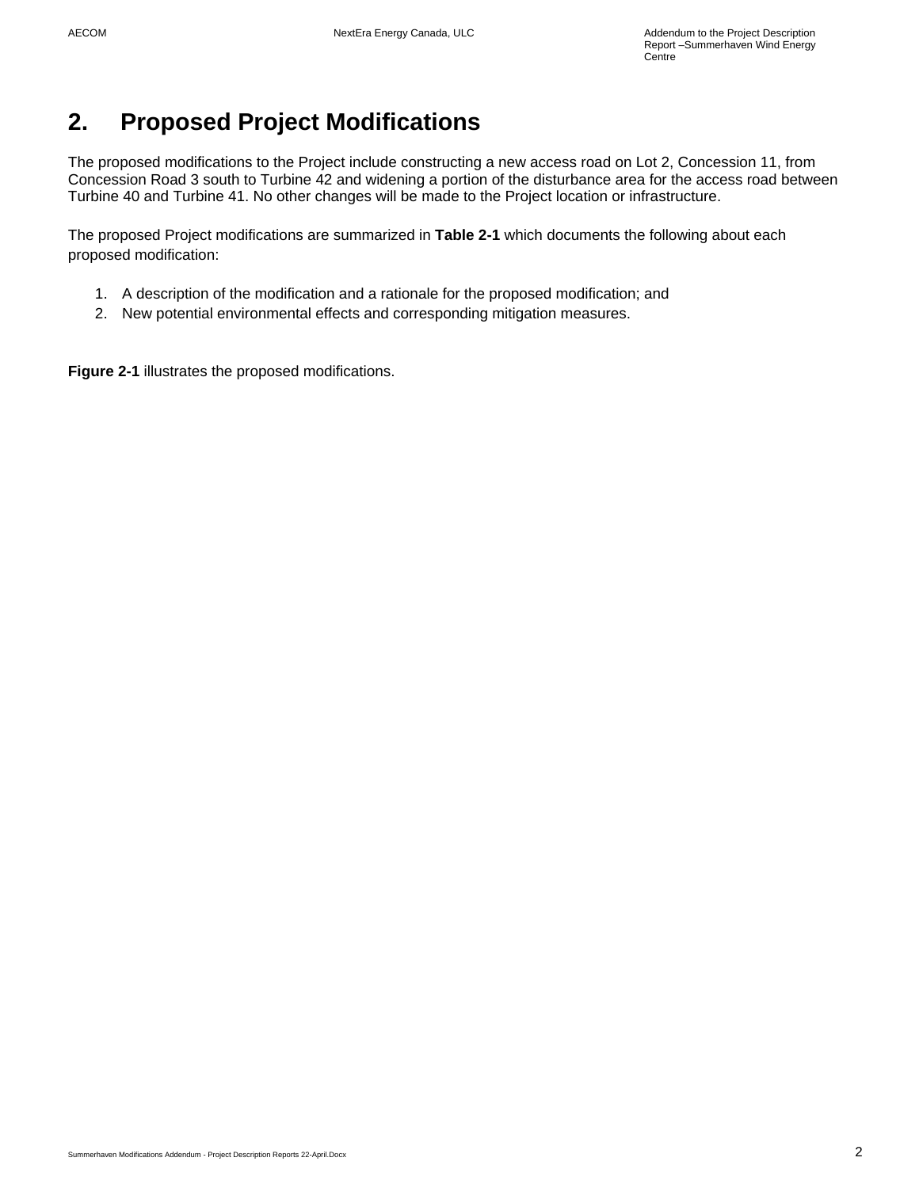# 2. Proposed Project Modifications

The proposed modifications to the Project include constructing a new access road on Lot 2, Concession 11, from Concession Road 3 south to Turbine 42 and widening a portion of the disturbance area for the access road between Turbine 40 and Turbine 41. No other changes will be made to the Project location or infrastructure.

The proposed Project modifications are summarized in **Table 2-1** which documents the following about each proposed modification:

1. A description of the modification and a rationale for the proposed modification; and
2. New potential environmental effects and corresponding mitigation measures.

**Figure 2-1** illustrates the proposed modifications.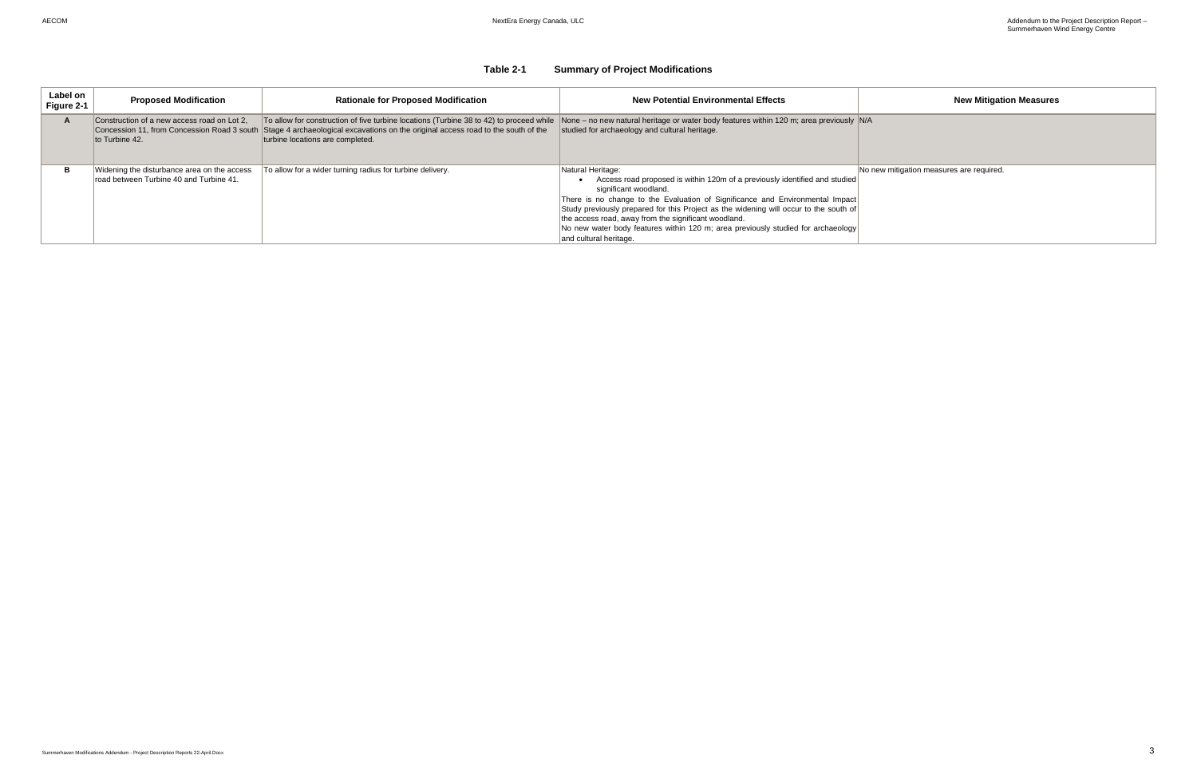**Table 2-1 Summary of Project Modifications**

| Label on Figure 2-1 | Proposed Modification | Rationale for Proposed Modification | New Potential Environmental Effects | New Mitigation Measures |
|---|---|---|---|---|
| A | Construction of a new access road on Lot 2, Concession 11, from Concession Road 3 south to Turbine 42. | To allow for construction of five turbine locations (Turbine 38 to 42) to proceed while Stage 4 archaeological excavations on the original access road to the south of the turbine locations are completed. | None – no new natural heritage or water body features within 120 m; area previously studied for archaeology and cultural heritage. | N/A |
| B | Widening the disturbance area on the access road between Turbine 40 and Turbine 41. | To allow for a wider turning radius for turbine delivery. | Natural Heritage:<br>• Access road proposed is within 120m of a previously identified and studied significant woodland.<br>There is no change to the Evaluation of Significance and Environmental Impact Study previously prepared for this Project as the widening will occur to the south of the access road, away from the significant woodland.<br>No new water body features within 120 m; area previously studied for archaeology and cultural heritage. | No new mitigation measures are required. |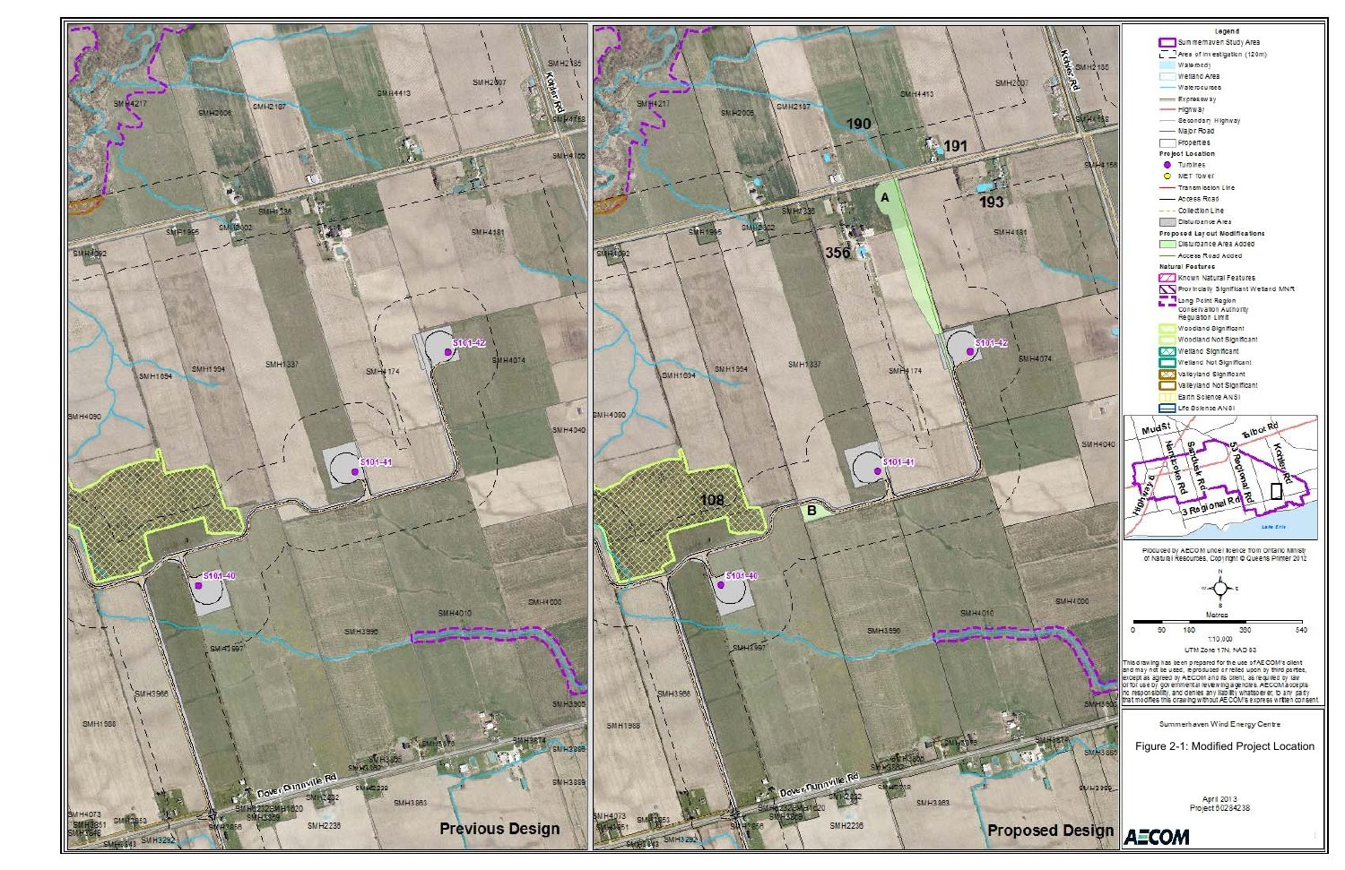**Previous Design**

**Proposed Design**

**Legend**

- Summerhaven Study Area
- Area of Investigation (120m)
- Waterbody
- Wetland Area
- Watercourses
- Expressway
- Highway
- Secondary Highway
- Major Road
- Properties

**Project Location**

- Turbines
- MET Tower
- Transmission Line
- Access Road
- Collection Line
- Disturbance Area

**Proposed Layout Modifications**

- Disturbance Area Added
- Access Road Added

**Natural Features**

- Known Natural Features
- Provincially Significant Wetland MNR
- Long Point Region Conservation Authority Regulation Limit
- Woodland Significant
- Woodland Not Significant
- Wetland Significant
- Wetland Not Significant
- Valleyland Significant
- Valleyland Not Significant
- Earth Science ANSI
- Life Science ANSI

Produced by AECOM under licence from Ontario Ministry of Natural Resources, Copyright © Queens Printer 2012

Metres

0 90 180 360 540

1:10,000

UTM Zone 17N, NAD 83

This drawing has been prepared for the use of AECOM's client and may not be used, reproduced or relied upon by third parties, except as agreed by AECOM and its client, as required by law or for use by governmental reviewing agencies. AECOM accepts no responsibility, and denies any liability whatsoever, to any party that modifies this drawing without AECOM's express written consent.

Summerhaven Wind Energy Centre

Figure 2-1: Modified Project Location

April 2013

Project 60284238

AECOM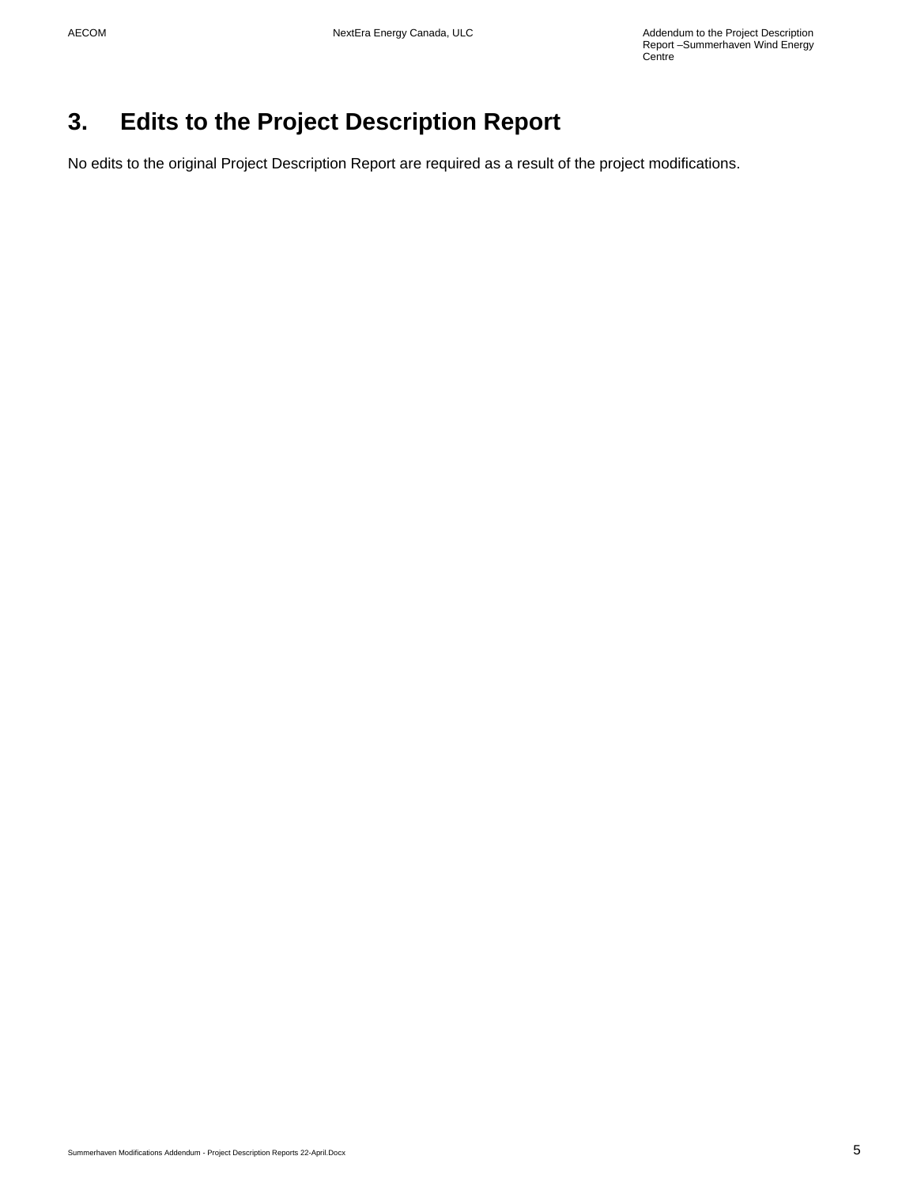# 3. Edits to the Project Description Report

No edits to the original Project Description Report are required as a result of the project modifications.